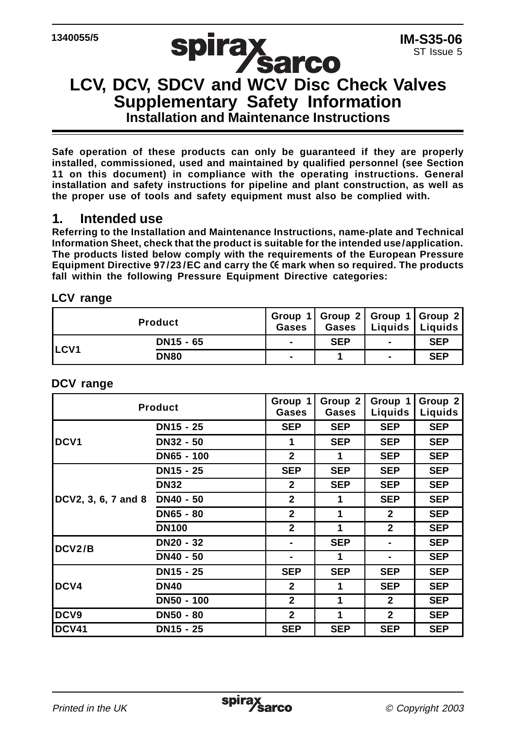1340055/5

**IM-S35-06**
ST Issue 5

# LCV, DCV, SDCV and WCV Disc Check Valves Supplementary Safety Information

## Installation and Maintenance Instructions

**Safe operation of these products can only be guaranteed if they are properly installed, commissioned, used and maintained by qualified personnel (see Section 11 on this document) in compliance with the operating instructions. General installation and safety instructions for pipeline and plant construction, as well as the proper use of tools and safety equipment must also be complied with.**

## 1. Intended use

**Referring to the Installation and Maintenance Instructions, name-plate and Technical Information Sheet, check that the product is suitable for the intended use/application. The products listed below comply with the requirements of the European Pressure Equipment Directive 97/23/EC and carry the CE mark when so required. The products fall within the following Pressure Equipment Directive categories:**

### LCV range

| Product | | Group 1 Gases | Group 2 Gases | Group 1 Liquids | Group 2 Liquids |
|---|---|---|---|---|---|
| LCV1 | DN15 - 65 | - | SEP | - | SEP |
| | DN80 | - | 1 | - | SEP |

### DCV range

| Product | | Group 1 Gases | Group 2 Gases | Group 1 Liquids | Group 2 Liquids |
|---|---|---|---|---|---|
| DCV1 | DN15 - 25 | SEP | SEP | SEP | SEP |
| | DN32 - 50 | 1 | SEP | SEP | SEP |
| | DN65 - 100 | 2 | 1 | SEP | SEP |
| DCV2, 3, 6, 7 and 8 | DN15 - 25 | SEP | SEP | SEP | SEP |
| | DN32 | 2 | SEP | SEP | SEP |
| | DN40 - 50 | 2 | 1 | SEP | SEP |
| | DN65 - 80 | 2 | 1 | 2 | SEP |
| | DN100 | 2 | 1 | 2 | SEP |
| DCV2/B | DN20 - 32 | - | SEP | - | SEP |
| | DN40 - 50 | - | 1 | - | SEP |
| DCV4 | DN15 - 25 | SEP | SEP | SEP | SEP |
| | DN40 | 2 | 1 | SEP | SEP |
| | DN50 - 100 | 2 | 1 | 2 | SEP |
| DCV9 | DN50 - 80 | 2 | 1 | 2 | SEP |
| DCV41 | DN15 - 25 | SEP | SEP | SEP | SEP |

*Printed in the UK* *© Copyright 2003*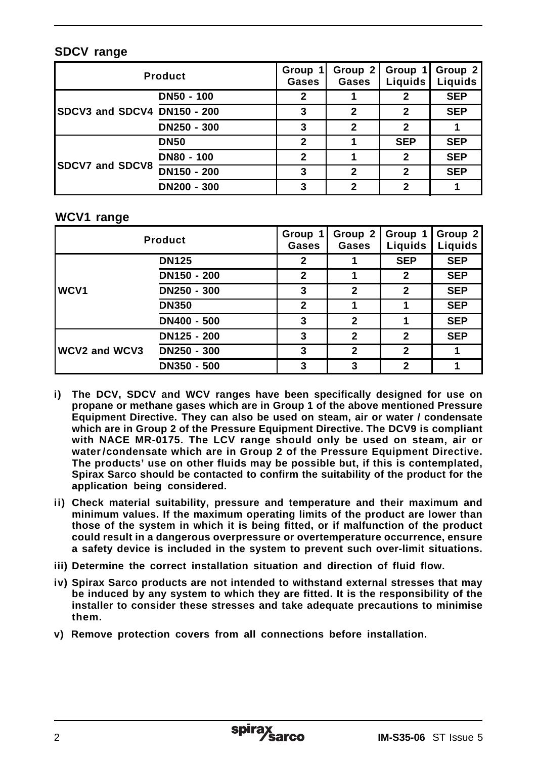## SDCV range

| Product | | Group 1 Gases | Group 2 Gases | Group 1 Liquids | Group 2 Liquids |
|---|---|---|---|---|---|
| SDCV3 and SDCV4 | DN50 - 100 | 2 | 1 | 2 | SEP |
| | DN150 - 200 | 3 | 2 | 2 | SEP |
| | DN250 - 300 | 3 | 2 | 2 | 1 |
| SDCV7 and SDCV8 | DN50 | 2 | 1 | SEP | SEP |
| | DN80 - 100 | 2 | 1 | 2 | SEP |
| | DN150 - 200 | 3 | 2 | 2 | SEP |
| | DN200 - 300 | 3 | 2 | 2 | 1 |

## WCV1 range

| Product | | Group 1 Gases | Group 2 Gases | Group 1 Liquids | Group 2 Liquids |
|---|---|---|---|---|---|
| WCV1 | DN125 | 2 | 1 | SEP | SEP |
| | DN150 - 200 | 2 | 1 | 2 | SEP |
| | DN250 - 300 | 3 | 2 | 2 | SEP |
| | DN350 | 2 | 1 | 1 | SEP |
| | DN400 - 500 | 3 | 2 | 1 | SEP |
| WCV2 and WCV3 | DN125 - 200 | 3 | 2 | 2 | SEP |
| | DN250 - 300 | 3 | 2 | 2 | 1 |
| | DN350 - 500 | 3 | 3 | 2 | 1 |

**i) The DCV, SDCV and WCV ranges have been specifically designed for use on propane or methane gases which are in Group 1 of the above mentioned Pressure Equipment Directive. They can also be used on steam, air or water / condensate which are in Group 2 of the Pressure Equipment Directive. The DCV9 is compliant with NACE MR-0175. The LCV range should only be used on steam, air or water/condensate which are in Group 2 of the Pressure Equipment Directive. The products' use on other fluids may be possible but, if this is contemplated, Spirax Sarco should be contacted to confirm the suitability of the product for the application being considered.**

**ii) Check material suitability, pressure and temperature and their maximum and minimum values. If the maximum operating limits of the product are lower than those of the system in which it is being fitted, or if malfunction of the product could result in a dangerous overpressure or overtemperature occurrence, ensure a safety device is included in the system to prevent such over-limit situations.**

**iii) Determine the correct installation situation and direction of fluid flow.**

**iv) Spirax Sarco products are not intended to withstand external stresses that may be induced by any system to which they are fitted. It is the responsibility of the installer to consider these stresses and take adequate precautions to minimise them.**

**v) Remove protection covers from all connections before installation.**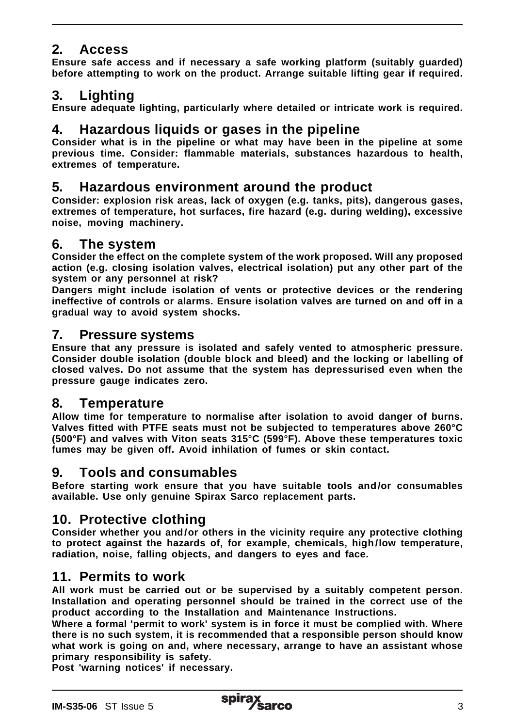## 2. Access

**Ensure safe access and if necessary a safe working platform (suitably guarded) before attempting to work on the product. Arrange suitable lifting gear if required.**

## 3. Lighting

**Ensure adequate lighting, particularly where detailed or intricate work is required.**

## 4. Hazardous liquids or gases in the pipeline

**Consider what is in the pipeline or what may have been in the pipeline at some previous time. Consider: flammable materials, substances hazardous to health, extremes of temperature.**

## 5. Hazardous environment around the product

**Consider: explosion risk areas, lack of oxygen (e.g. tanks, pits), dangerous gases, extremes of temperature, hot surfaces, fire hazard (e.g. during welding), excessive noise, moving machinery.**

## 6. The system

**Consider the effect on the complete system of the work proposed. Will any proposed action (e.g. closing isolation valves, electrical isolation) put any other part of the system or any personnel at risk?**

**Dangers might include isolation of vents or protective devices or the rendering ineffective of controls or alarms. Ensure isolation valves are turned on and off in a gradual way to avoid system shocks.**

## 7. Pressure systems

**Ensure that any pressure is isolated and safely vented to atmospheric pressure. Consider double isolation (double block and bleed) and the locking or labelling of closed valves. Do not assume that the system has depressurised even when the pressure gauge indicates zero.**

## 8. Temperature

**Allow time for temperature to normalise after isolation to avoid danger of burns. Valves fitted with PTFE seats must not be subjected to temperatures above 260°C (500°F) and valves with Viton seats 315°C (599°F). Above these temperatures toxic fumes may be given off. Avoid inhilation of fumes or skin contact.**

## 9. Tools and consumables

**Before starting work ensure that you have suitable tools and/or consumables available. Use only genuine Spirax Sarco replacement parts.**

## 10. Protective clothing

**Consider whether you and/or others in the vicinity require any protective clothing to protect against the hazards of, for example, chemicals, high/low temperature, radiation, noise, falling objects, and dangers to eyes and face.**

## 11. Permits to work

**All work must be carried out or be supervised by a suitably competent person. Installation and operating personnel should be trained in the correct use of the product according to the Installation and Maintenance Instructions.**

**Where a formal 'permit to work' system is in force it must be complied with. Where there is no such system, it is recommended that a responsible person should know what work is going on and, where necessary, arrange to have an assistant whose primary responsibility is safety.**

**Post 'warning notices' if necessary.**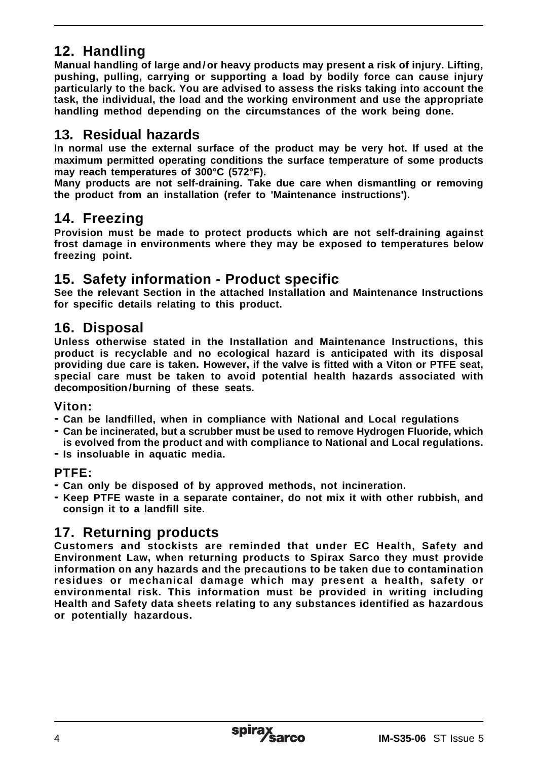## 12. Handling

**Manual handling of large and / or heavy products may present a risk of injury. Lifting, pushing, pulling, carrying or supporting a load by bodily force can cause injury particularly to the back. You are advised to assess the risks taking into account the task, the individual, the load and the working environment and use the appropriate handling method depending on the circumstances of the work being done.**

## 13. Residual hazards

**In normal use the external surface of the product may be very hot. If used at the maximum permitted operating conditions the surface temperature of some products may reach temperatures of 300°C (572°F).**

**Many products are not self-draining. Take due care when dismantling or removing the product from an installation (refer to 'Maintenance instructions').**

## 14. Freezing

**Provision must be made to protect products which are not self-draining against frost damage in environments where they may be exposed to temperatures below freezing point.**

## 15. Safety information - Product specific

**See the relevant Section in the attached Installation and Maintenance Instructions for specific details relating to this product.**

## 16. Disposal

**Unless otherwise stated in the Installation and Maintenance Instructions, this product is recyclable and no ecological hazard is anticipated with its disposal providing due care is taken. However, if the valve is fitted with a Viton or PTFE seat, special care must be taken to avoid potential health hazards associated with decomposition / burning of these seats.**

### Viton:

- **Can be landfilled, when in compliance with National and Local regulations**
- **Can be incinerated, but a scrubber must be used to remove Hydrogen Fluoride, which is evolved from the product and with compliance to National and Local regulations.**
- **Is insoluable in aquatic media.**

### PTFE:

- **Can only be disposed of by approved methods, not incineration.**
- **Keep PTFE waste in a separate container, do not mix it with other rubbish, and consign it to a landfill site.**

## 17. Returning products

**Customers and stockists are reminded that under EC Health, Safety and Environment Law, when returning products to Spirax Sarco they must provide information on any hazards and the precautions to be taken due to contamination residues or mechanical damage which may present a health, safety or environmental risk. This information must be provided in writing including Health and Safety data sheets relating to any substances identified as hazardous or potentially hazardous.**